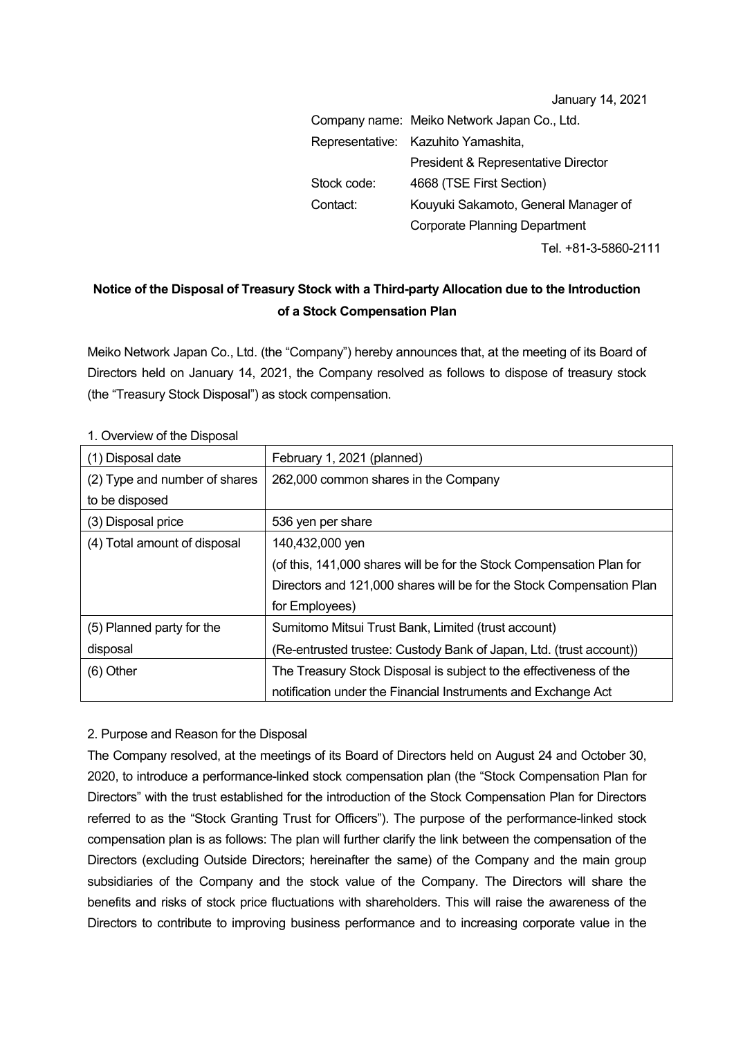January 14, 2021

Company name: Meiko Network Japan Co., Ltd.
Representative: Kazuhito Yamashita, President & Representative Director
Stock code: 4668 (TSE First Section)
Contact: Kouyuki Sakamoto, General Manager of Corporate Planning Department
Tel. +81-3-5860-2111

# Notice of the Disposal of Treasury Stock with a Third-party Allocation due to the Introduction of a Stock Compensation Plan

Meiko Network Japan Co., Ltd. (the "Company") hereby announces that, at the meeting of its Board of Directors held on January 14, 2021, the Company resolved as follows to dispose of treasury stock (the "Treasury Stock Disposal") as stock compensation.

1. Overview of the Disposal

| | |
|---|---|
| (1) Disposal date | February 1, 2021 (planned) |
| (2) Type and number of shares to be disposed | 262,000 common shares in the Company |
| (3) Disposal price | 536 yen per share |
| (4) Total amount of disposal | 140,432,000 yen<br>(of this, 141,000 shares will be for the Stock Compensation Plan for Directors and 121,000 shares will be for the Stock Compensation Plan for Employees) |
| (5) Planned party for the disposal | Sumitomo Mitsui Trust Bank, Limited (trust account)<br>(Re-entrusted trustee: Custody Bank of Japan, Ltd. (trust account)) |
| (6) Other | The Treasury Stock Disposal is subject to the effectiveness of the notification under the Financial Instruments and Exchange Act |

2. Purpose and Reason for the Disposal

The Company resolved, at the meetings of its Board of Directors held on August 24 and October 30, 2020, to introduce a performance-linked stock compensation plan (the "Stock Compensation Plan for Directors" with the trust established for the introduction of the Stock Compensation Plan for Directors referred to as the "Stock Granting Trust for Officers"). The purpose of the performance-linked stock compensation plan is as follows: The plan will further clarify the link between the compensation of the Directors (excluding Outside Directors; hereinafter the same) of the Company and the main group subsidiaries of the Company and the stock value of the Company. The Directors will share the benefits and risks of stock price fluctuations with shareholders. This will raise the awareness of the Directors to contribute to improving business performance and to increasing corporate value in the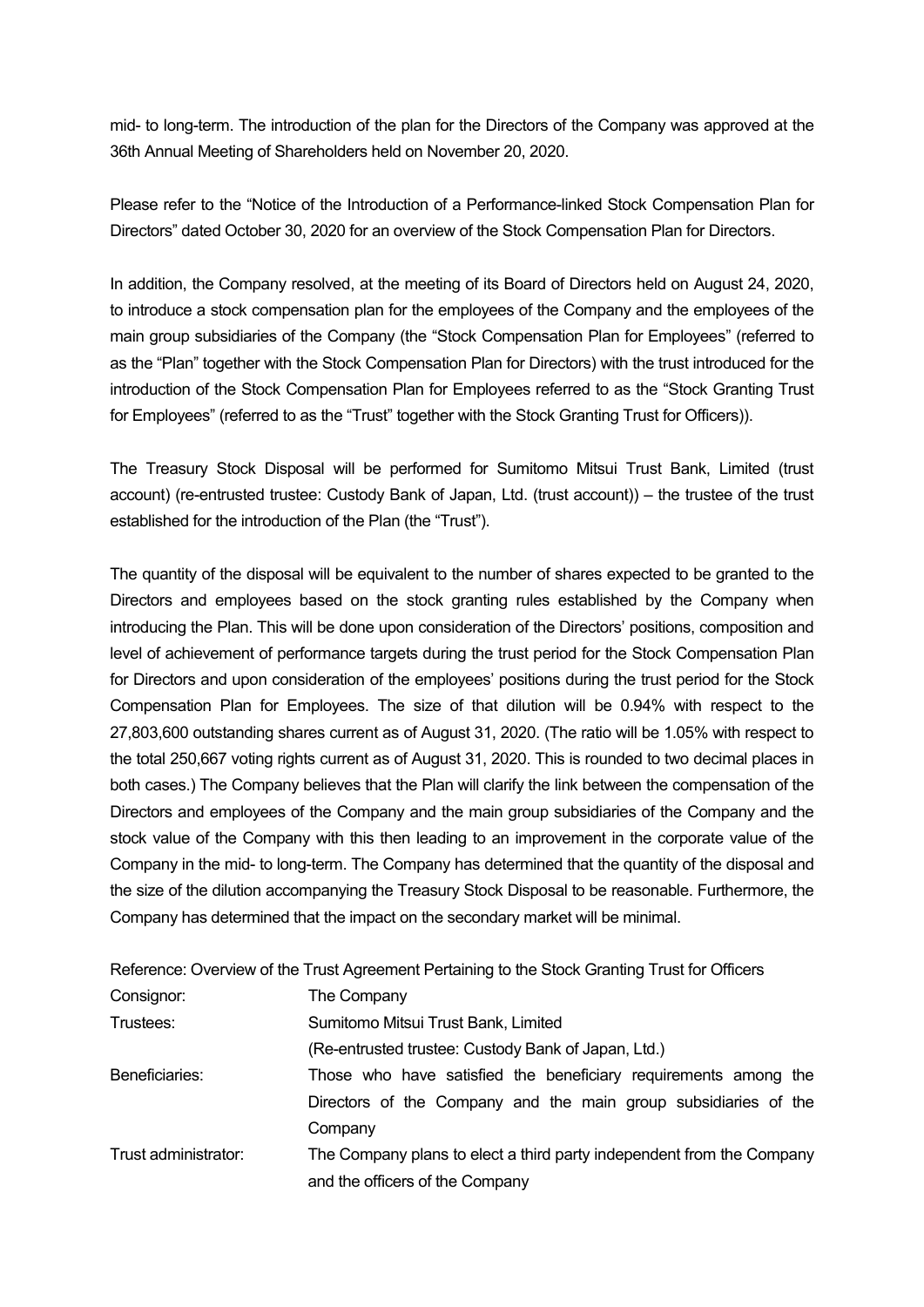mid- to long-term. The introduction of the plan for the Directors of the Company was approved at the 36th Annual Meeting of Shareholders held on November 20, 2020.

Please refer to the "Notice of the Introduction of a Performance-linked Stock Compensation Plan for Directors" dated October 30, 2020 for an overview of the Stock Compensation Plan for Directors.

In addition, the Company resolved, at the meeting of its Board of Directors held on August 24, 2020, to introduce a stock compensation plan for the employees of the Company and the employees of the main group subsidiaries of the Company (the "Stock Compensation Plan for Employees" (referred to as the "Plan" together with the Stock Compensation Plan for Directors) with the trust introduced for the introduction of the Stock Compensation Plan for Employees referred to as the "Stock Granting Trust for Employees" (referred to as the "Trust" together with the Stock Granting Trust for Officers)).

The Treasury Stock Disposal will be performed for Sumitomo Mitsui Trust Bank, Limited (trust account) (re-entrusted trustee: Custody Bank of Japan, Ltd. (trust account)) – the trustee of the trust established for the introduction of the Plan (the "Trust").

The quantity of the disposal will be equivalent to the number of shares expected to be granted to the Directors and employees based on the stock granting rules established by the Company when introducing the Plan. This will be done upon consideration of the Directors' positions, composition and level of achievement of performance targets during the trust period for the Stock Compensation Plan for Directors and upon consideration of the employees' positions during the trust period for the Stock Compensation Plan for Employees. The size of that dilution will be 0.94% with respect to the 27,803,600 outstanding shares current as of August 31, 2020. (The ratio will be 1.05% with respect to the total 250,667 voting rights current as of August 31, 2020. This is rounded to two decimal places in both cases.) The Company believes that the Plan will clarify the link between the compensation of the Directors and employees of the Company and the main group subsidiaries of the Company and the stock value of the Company with this then leading to an improvement in the corporate value of the Company in the mid- to long-term. The Company has determined that the quantity of the disposal and the size of the dilution accompanying the Treasury Stock Disposal to be reasonable. Furthermore, the Company has determined that the impact on the secondary market will be minimal.

Reference: Overview of the Trust Agreement Pertaining to the Stock Granting Trust for Officers

| | |
|---|---|
| Consignor: | The Company |
| Trustees: | Sumitomo Mitsui Trust Bank, Limited (Re-entrusted trustee: Custody Bank of Japan, Ltd.) |
| Beneficiaries: | Those who have satisfied the beneficiary requirements among the Directors of the Company and the main group subsidiaries of the Company |
| Trust administrator: | The Company plans to elect a third party independent from the Company and the officers of the Company |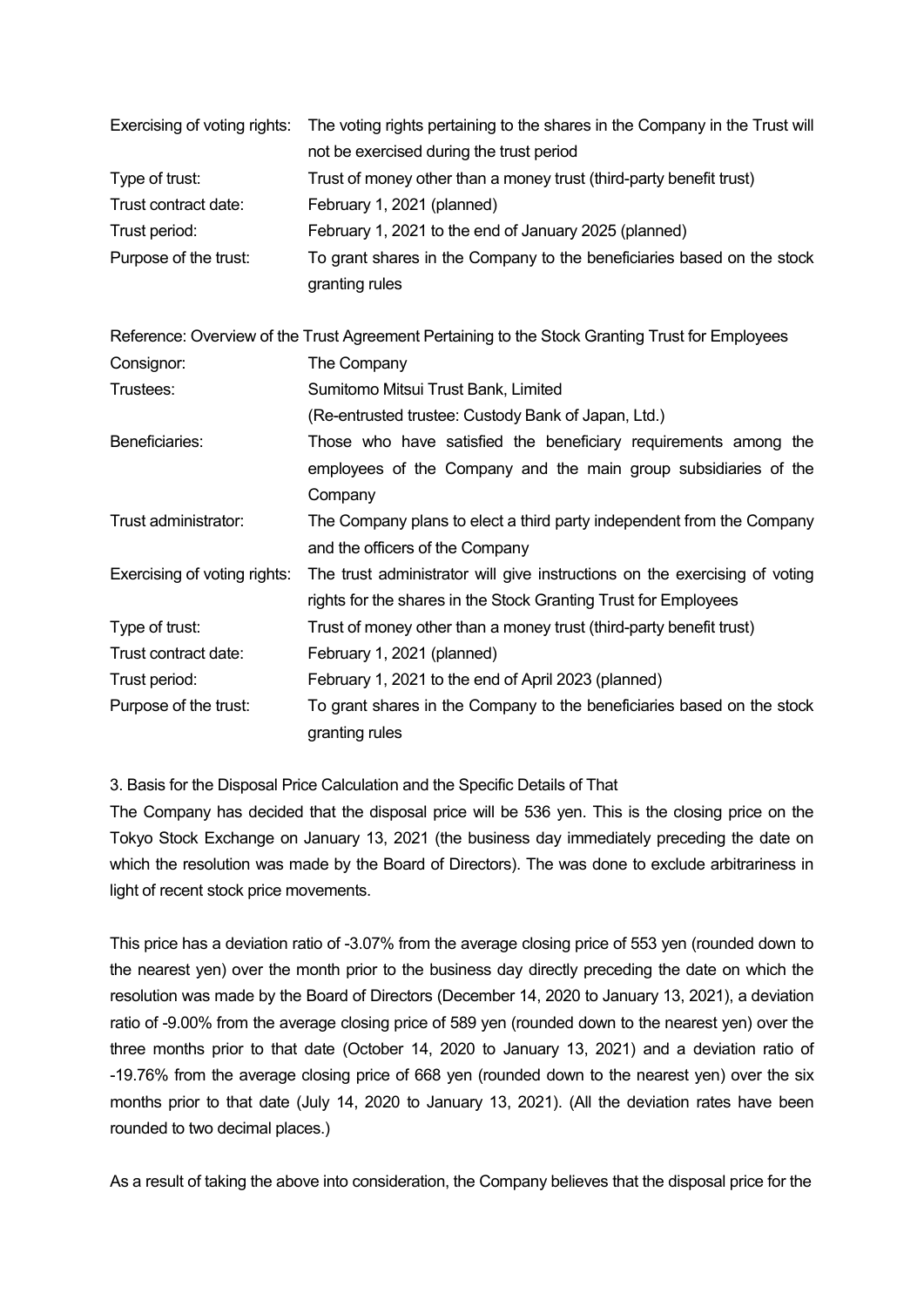| | |
|---|---|
| Exercising of voting rights: | The voting rights pertaining to the shares in the Company in the Trust will not be exercised during the trust period |
| Type of trust: | Trust of money other than a money trust (third-party benefit trust) |
| Trust contract date: | February 1, 2021 (planned) |
| Trust period: | February 1, 2021 to the end of January 2025 (planned) |
| Purpose of the trust: | To grant shares in the Company to the beneficiaries based on the stock granting rules |

Reference: Overview of the Trust Agreement Pertaining to the Stock Granting Trust for Employees

| | |
|---|---|
| Consignor: | The Company |
| Trustees: | Sumitomo Mitsui Trust Bank, Limited<br>(Re-entrusted trustee: Custody Bank of Japan, Ltd.) |
| Beneficiaries: | Those who have satisfied the beneficiary requirements among the employees of the Company and the main group subsidiaries of the Company |
| Trust administrator: | The Company plans to elect a third party independent from the Company and the officers of the Company |
| Exercising of voting rights: | The trust administrator will give instructions on the exercising of voting rights for the shares in the Stock Granting Trust for Employees |
| Type of trust: | Trust of money other than a money trust (third-party benefit trust) |
| Trust contract date: | February 1, 2021 (planned) |
| Trust period: | February 1, 2021 to the end of April 2023 (planned) |
| Purpose of the trust: | To grant shares in the Company to the beneficiaries based on the stock granting rules |

3. Basis for the Disposal Price Calculation and the Specific Details of That

The Company has decided that the disposal price will be 536 yen. This is the closing price on the Tokyo Stock Exchange on January 13, 2021 (the business day immediately preceding the date on which the resolution was made by the Board of Directors). The was done to exclude arbitrariness in light of recent stock price movements.

This price has a deviation ratio of -3.07% from the average closing price of 553 yen (rounded down to the nearest yen) over the month prior to the business day directly preceding the date on which the resolution was made by the Board of Directors (December 14, 2020 to January 13, 2021), a deviation ratio of -9.00% from the average closing price of 589 yen (rounded down to the nearest yen) over the three months prior to that date (October 14, 2020 to January 13, 2021) and a deviation ratio of -19.76% from the average closing price of 668 yen (rounded down to the nearest yen) over the six months prior to that date (July 14, 2020 to January 13, 2021). (All the deviation rates have been rounded to two decimal places.)

As a result of taking the above into consideration, the Company believes that the disposal price for the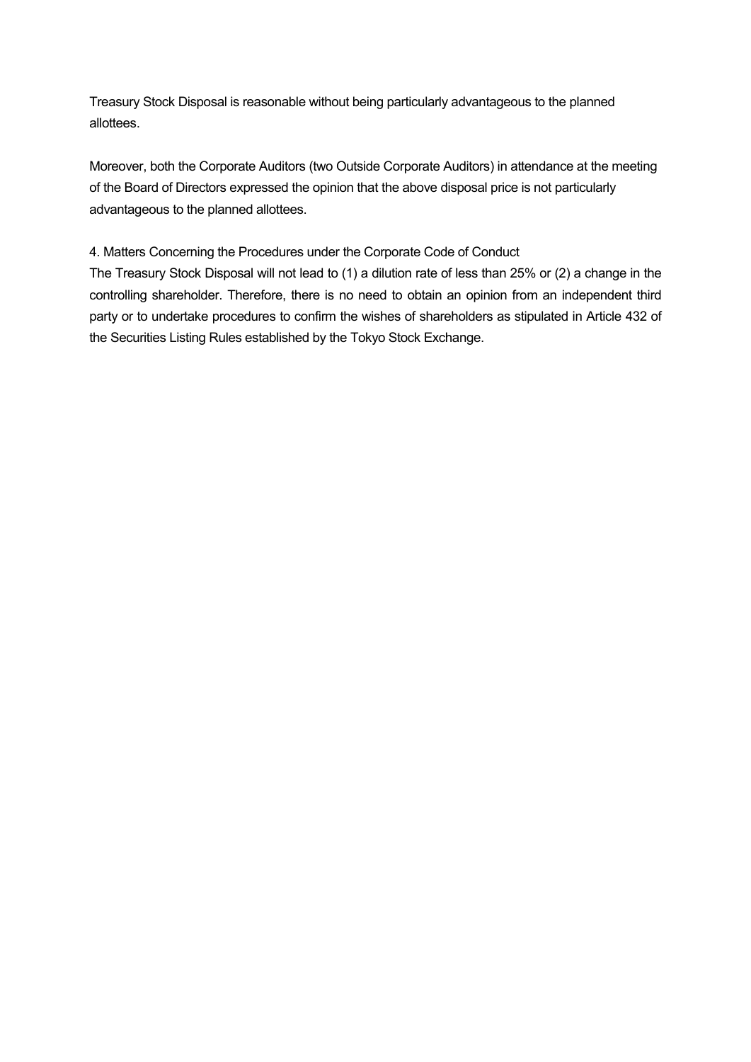Treasury Stock Disposal is reasonable without being particularly advantageous to the planned allottees.

Moreover, both the Corporate Auditors (two Outside Corporate Auditors) in attendance at the meeting of the Board of Directors expressed the opinion that the above disposal price is not particularly advantageous to the planned allottees.

4. Matters Concerning the Procedures under the Corporate Code of Conduct

The Treasury Stock Disposal will not lead to (1) a dilution rate of less than 25% or (2) a change in the controlling shareholder. Therefore, there is no need to obtain an opinion from an independent third party or to undertake procedures to confirm the wishes of shareholders as stipulated in Article 432 of the Securities Listing Rules established by the Tokyo Stock Exchange.